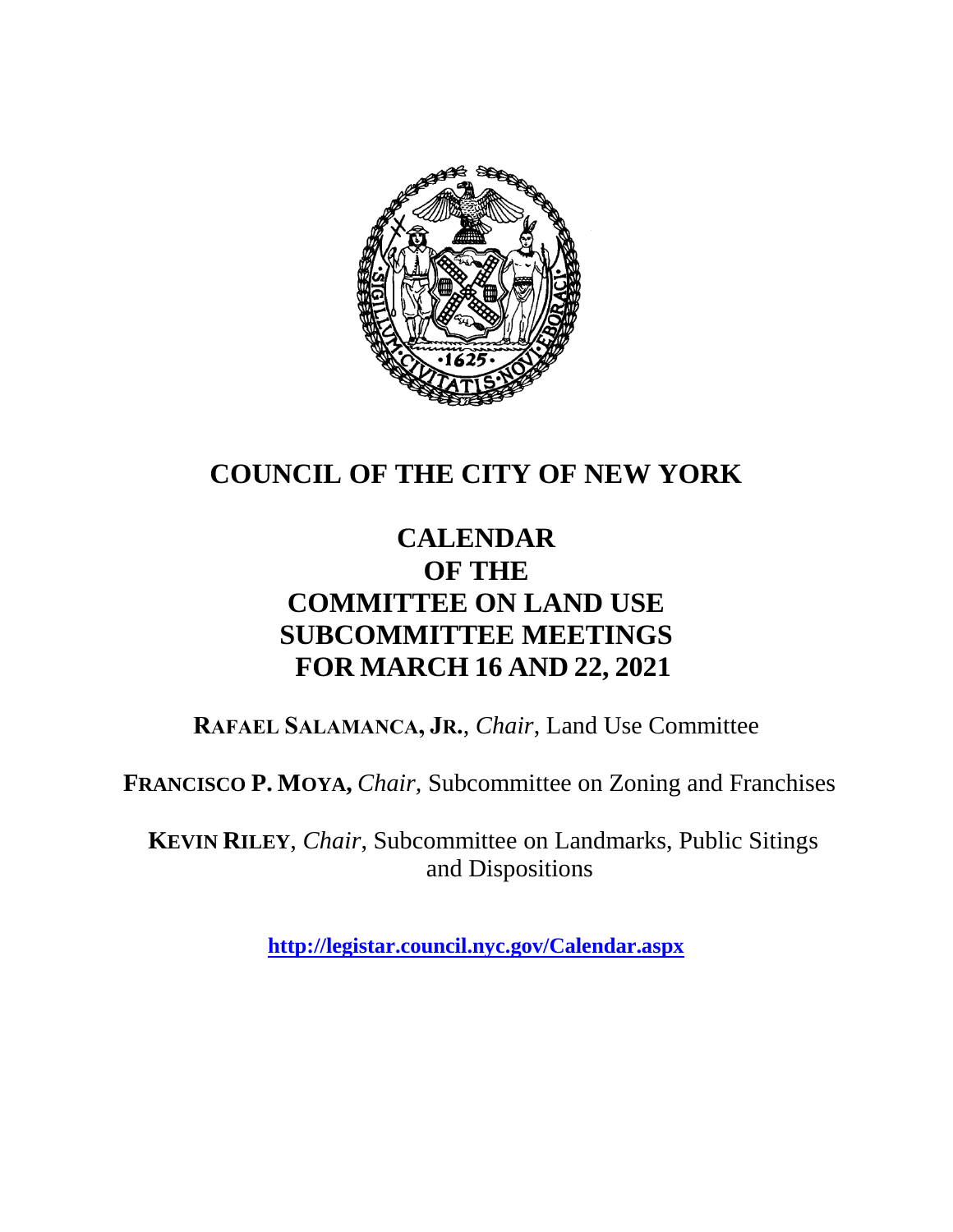# COUNCIL OF THE CITY OF NEW YORK

## CALENDAR
## OF THE
## COMMITTEE ON LAND USE
## SUBCOMMITTEE MEETINGS
## FOR MARCH 16 AND 22, 2021

**RAFAEL SALAMANCA, JR.**, *Chair*, Land Use Committee

**FRANCISCO P. MOYA,** *Chair,* Subcommittee on Zoning and Franchises

**KEVIN RILEY**, *Chair*, Subcommittee on Landmarks, Public Sitings and Dispositions

**http://legistar.council.nyc.gov/Calendar.aspx**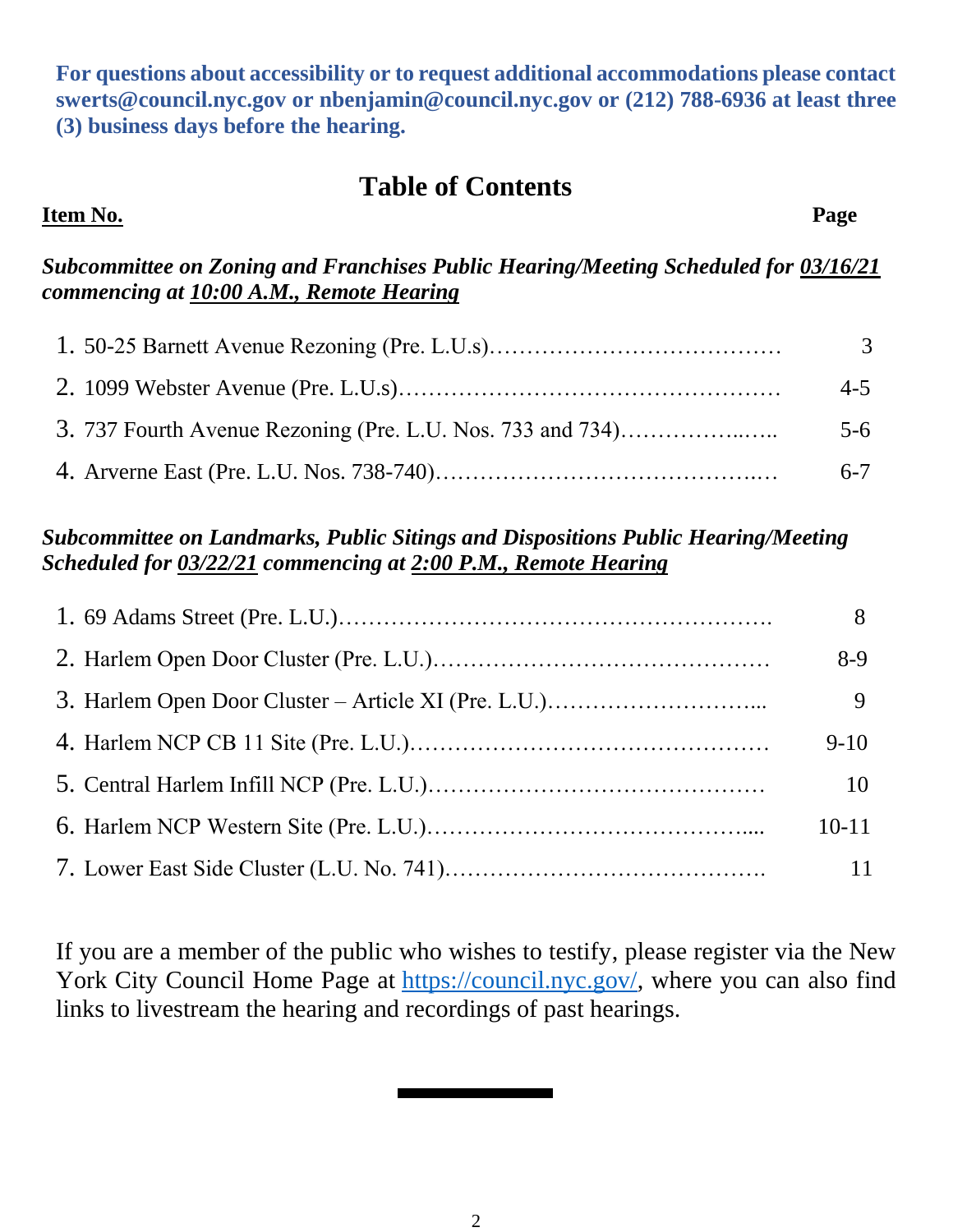**For questions about accessibility or to request additional accommodations please contact swerts@council.nyc.gov or nbenjamin@council.nyc.gov or (212) 788-6936 at least three (3) business days before the hearing.**

# Table of Contents

| <u>**Item No.**</u> | **Page** |
|---|---|

***Subcommittee on Zoning and Franchises Public Hearing/Meeting Scheduled for <u>03/16/21</u> commencing at <u>10:00 A.M., Remote Hearing</u>***

| Item | Page |
|---|---|
| 1. 50-25 Barnett Avenue Rezoning (Pre. L.U.s)………………………………… | 3 |
| 2. 1099 Webster Avenue (Pre. L.U.s)…………………………………………… | 4-5 |
| 3. 737 Fourth Avenue Rezoning (Pre. L.U. Nos. 733 and 734)……………..….. | 5-6 |
| 4. Arverne East (Pre. L.U. Nos. 738-740)……………………………………..… | 6-7 |

***Subcommittee on Landmarks, Public Sitings and Dispositions Public Hearing/Meeting Scheduled for <u>03/22/21</u> commencing at <u>2:00 P.M., Remote Hearing</u>***

| Item | Page |
|---|---|
| 1. 69 Adams Street (Pre. L.U.)…………………………………………………. | 8 |
| 2. Harlem Open Door Cluster (Pre. L.U.)……………………………………… | 8-9 |
| 3. Harlem Open Door Cluster – Article XI (Pre. L.U.)………………………... | 9 |
| 4. Harlem NCP CB 11 Site (Pre. L.U.)………………………………………… | 9-10 |
| 5. Central Harlem Infill NCP (Pre. L.U.)……………………………………… | 10 |
| 6. Harlem NCP Western Site (Pre. L.U.)……………………………………..... | 10-11 |
| 7. Lower East Side Cluster (L.U. No. 741)……………………………………. | 11 |

If you are a member of the public who wishes to testify, please register via the New York City Council Home Page at https://council.nyc.gov/, where you can also find links to livestream the hearing and recordings of past hearings.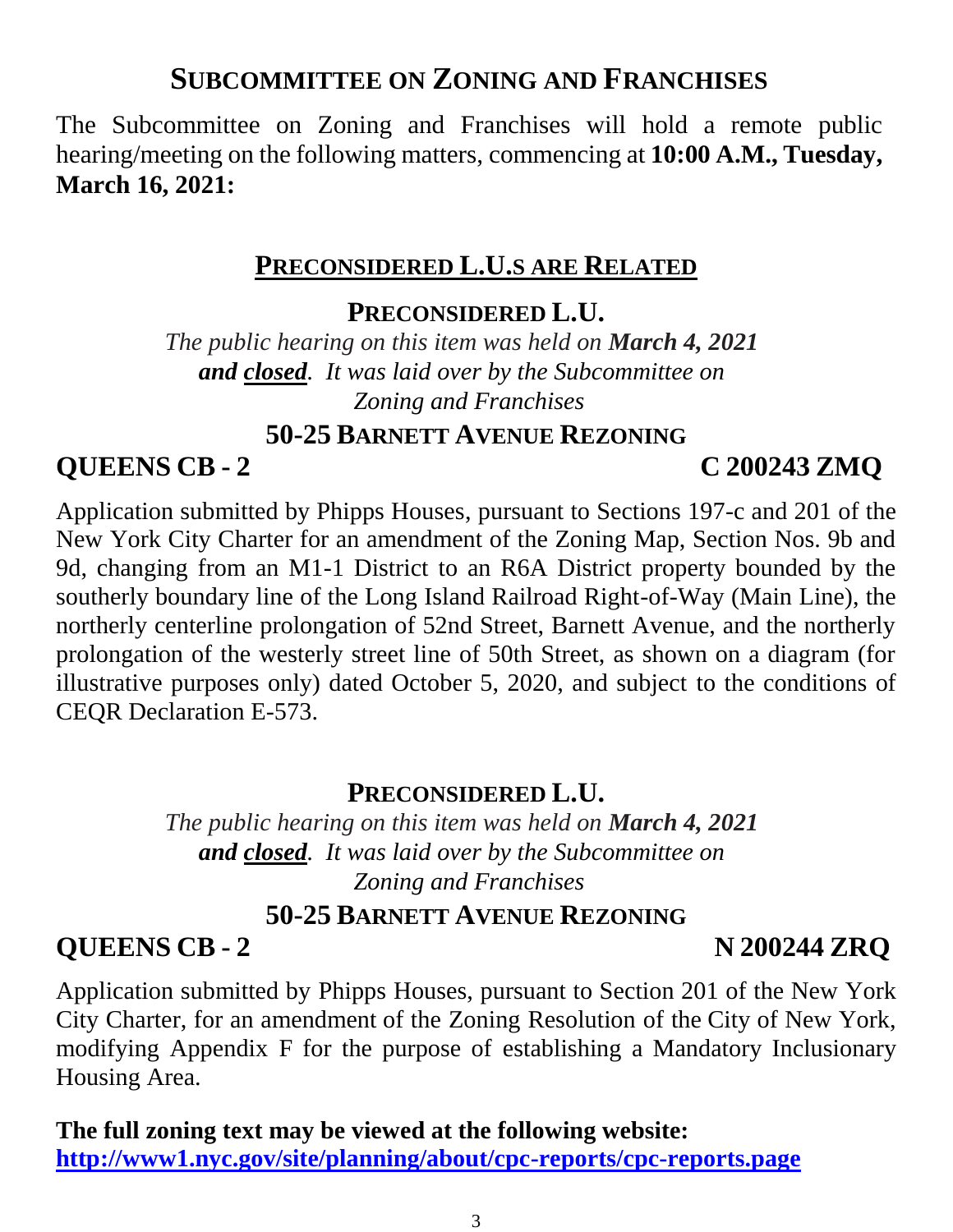## SUBCOMMITTEE ON ZONING AND FRANCHISES

The Subcommittee on Zoning and Franchises will hold a remote public hearing/meeting on the following matters, commencing at **10:00 A.M., Tuesday, March 16, 2021:**

### PRECONSIDERED L.U.S ARE RELATED

### PRECONSIDERED L.U.

*The public hearing on this item was held on* ***March 4, 2021*** ***and closed****. It was laid over by the Subcommittee on Zoning and Franchises*

### 50-25 BARNETT AVENUE REZONING

**QUEENS CB - 2** **C 200243 ZMQ**

Application submitted by Phipps Houses, pursuant to Sections 197-c and 201 of the New York City Charter for an amendment of the Zoning Map, Section Nos. 9b and 9d, changing from an M1-1 District to an R6A District property bounded by the southerly boundary line of the Long Island Railroad Right-of-Way (Main Line), the northerly centerline prolongation of 52nd Street, Barnett Avenue, and the northerly prolongation of the westerly street line of 50th Street, as shown on a diagram (for illustrative purposes only) dated October 5, 2020, and subject to the conditions of CEQR Declaration E-573.

### PRECONSIDERED L.U.

*The public hearing on this item was held on* ***March 4, 2021*** ***and closed****. It was laid over by the Subcommittee on Zoning and Franchises*

### 50-25 BARNETT AVENUE REZONING

**QUEENS CB - 2** **N 200244 ZRQ**

Application submitted by Phipps Houses, pursuant to Section 201 of the New York City Charter, for an amendment of the Zoning Resolution of the City of New York, modifying Appendix F for the purpose of establishing a Mandatory Inclusionary Housing Area.

**The full zoning text may be viewed at the following website:**
**[http://www1.nyc.gov/site/planning/about/cpc-reports/cpc-reports.page](http://www1.nyc.gov/site/planning/about/cpc-reports/cpc-reports.page)**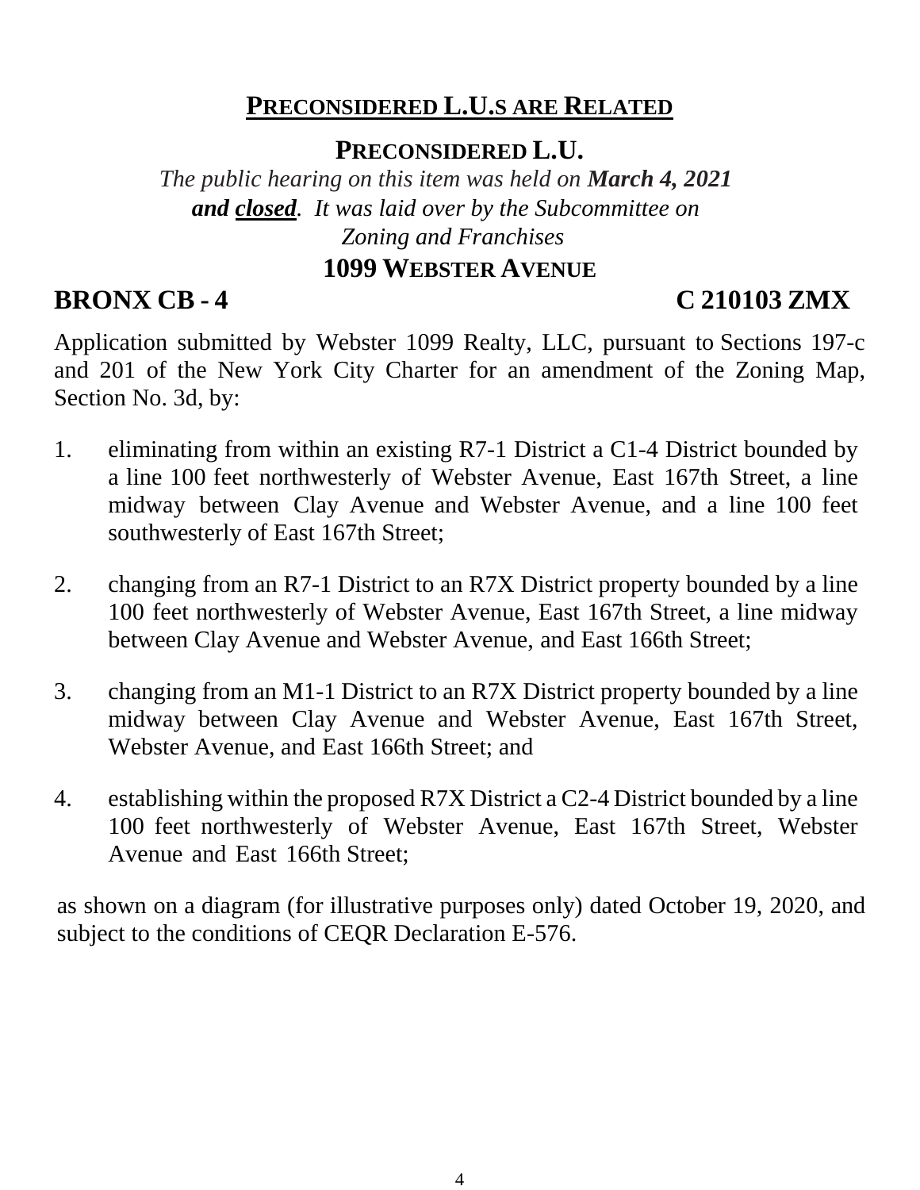## PRECONSIDERED L.U.S ARE RELATED

### PRECONSIDERED L.U.

*The public hearing on this item was held on* ***March 4, 2021 and closed****. It was laid over by the Subcommittee on Zoning and Franchises*

### 1099 WEBSTER AVENUE

**BRONX CB - 4** **C 210103 ZMX**

Application submitted by Webster 1099 Realty, LLC, pursuant to Sections 197-c and 201 of the New York City Charter for an amendment of the Zoning Map, Section No. 3d, by:

1. eliminating from within an existing R7-1 District a C1-4 District bounded by a line 100 feet northwesterly of Webster Avenue, East 167th Street, a line midway between Clay Avenue and Webster Avenue, and a line 100 feet southwesterly of East 167th Street;

2. changing from an R7-1 District to an R7X District property bounded by a line 100 feet northwesterly of Webster Avenue, East 167th Street, a line midway between Clay Avenue and Webster Avenue, and East 166th Street;

3. changing from an M1-1 District to an R7X District property bounded by a line midway between Clay Avenue and Webster Avenue, East 167th Street, Webster Avenue, and East 166th Street; and

4. establishing within the proposed R7X District a C2-4 District bounded by a line 100 feet northwesterly of Webster Avenue, East 167th Street, Webster Avenue and East 166th Street;

as shown on a diagram (for illustrative purposes only) dated October 19, 2020, and subject to the conditions of CEQR Declaration E-576.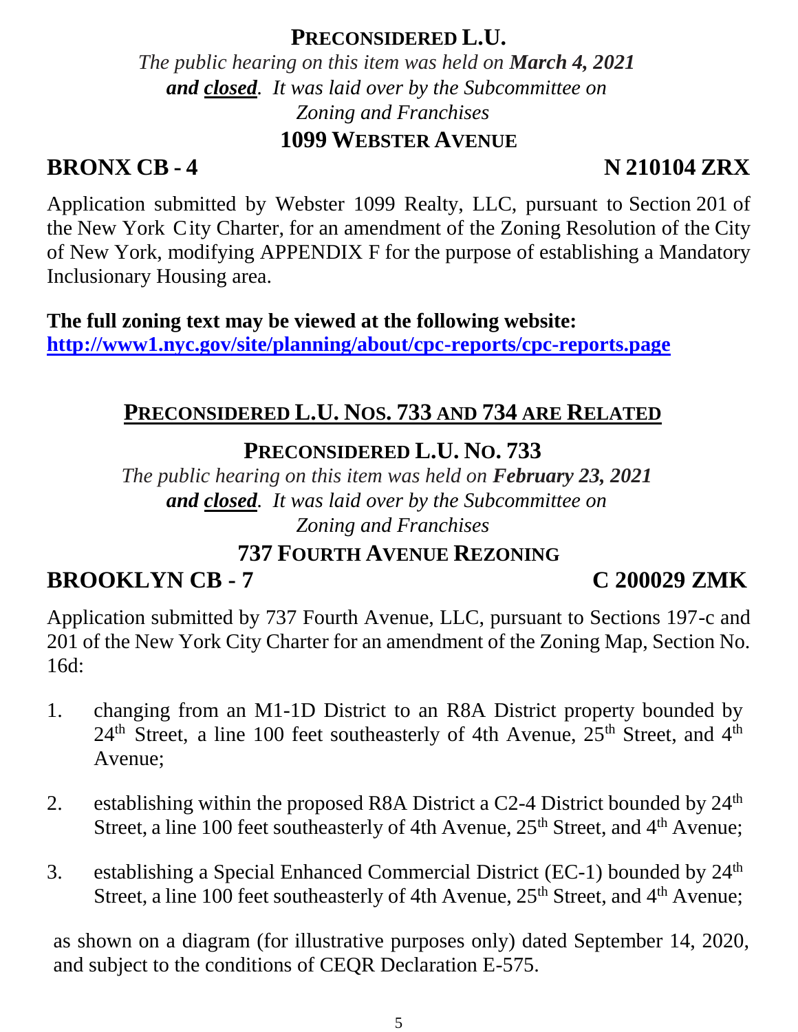**PRECONSIDERED L.U.**

*The public hearing on this item was held on **March 4, 2021** **and closed**. It was laid over by the Subcommittee on Zoning and Franchises*

**1099 WEBSTER AVENUE**

**BRONX CB - 4** **N 210104 ZRX**

Application submitted by Webster 1099 Realty, LLC, pursuant to Section 201 of the New York City Charter, for an amendment of the Zoning Resolution of the City of New York, modifying APPENDIX F for the purpose of establishing a Mandatory Inclusionary Housing area.

**The full zoning text may be viewed at the following website:**
**http://www1.nyc.gov/site/planning/about/cpc-reports/cpc-reports.page**

## PRECONSIDERED L.U. NOS. 733 AND 734 ARE RELATED

### PRECONSIDERED L.U. NO. 733

*The public hearing on this item was held on **February 23, 2021** **and closed**. It was laid over by the Subcommittee on Zoning and Franchises*

**737 FOURTH AVENUE REZONING**

**BROOKLYN CB - 7** **C 200029 ZMK**

Application submitted by 737 Fourth Avenue, LLC, pursuant to Sections 197-c and 201 of the New York City Charter for an amendment of the Zoning Map, Section No. 16d:

1. changing from an M1-1D District to an R8A District property bounded by 24th Street, a line 100 feet southeasterly of 4th Avenue, 25th Street, and 4th Avenue;

2. establishing within the proposed R8A District a C2-4 District bounded by 24th Street, a line 100 feet southeasterly of 4th Avenue, 25th Street, and 4th Avenue;

3. establishing a Special Enhanced Commercial District (EC-1) bounded by 24th Street, a line 100 feet southeasterly of 4th Avenue, 25th Street, and 4th Avenue;

as shown on a diagram (for illustrative purposes only) dated September 14, 2020, and subject to the conditions of CEQR Declaration E-575.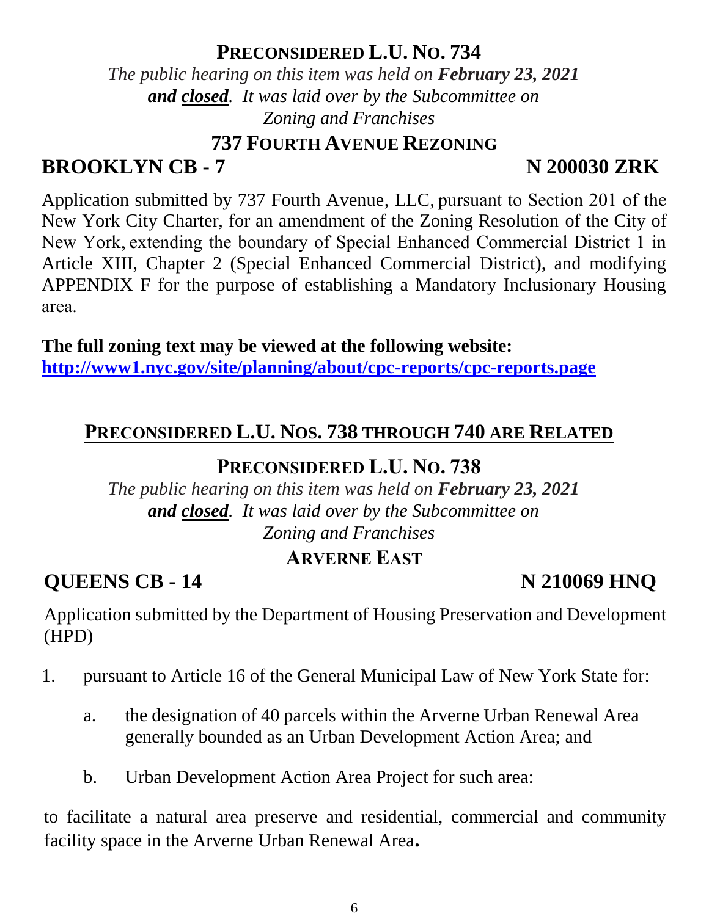## PRECONSIDERED L.U. NO. 734

*The public hearing on this item was held on **February 23, 2021** **and closed**. It was laid over by the Subcommittee on Zoning and Franchises*

### 737 FOURTH AVENUE REZONING

**BROOKLYN CB - 7** **N 200030 ZRK**

Application submitted by 737 Fourth Avenue, LLC, pursuant to Section 201 of the New York City Charter, for an amendment of the Zoning Resolution of the City of New York, extending the boundary of Special Enhanced Commercial District 1 in Article XIII, Chapter 2 (Special Enhanced Commercial District), and modifying APPENDIX F for the purpose of establishing a Mandatory Inclusionary Housing area.

**The full zoning text may be viewed at the following website:**
**http://www1.nyc.gov/site/planning/about/cpc-reports/cpc-reports.page**

## PRECONSIDERED L.U. NOS. 738 THROUGH 740 ARE RELATED

## PRECONSIDERED L.U. NO. 738

*The public hearing on this item was held on **February 23, 2021** **and closed**. It was laid over by the Subcommittee on Zoning and Franchises*

### ARVERNE EAST

**QUEENS CB - 14** **N 210069 HNQ**

Application submitted by the Department of Housing Preservation and Development (HPD)

1. pursuant to Article 16 of the General Municipal Law of New York State for:

   a. the designation of 40 parcels within the Arverne Urban Renewal Area generally bounded as an Urban Development Action Area; and

   b. Urban Development Action Area Project for such area:

to facilitate a natural area preserve and residential, commercial and community facility space in the Arverne Urban Renewal Area**.**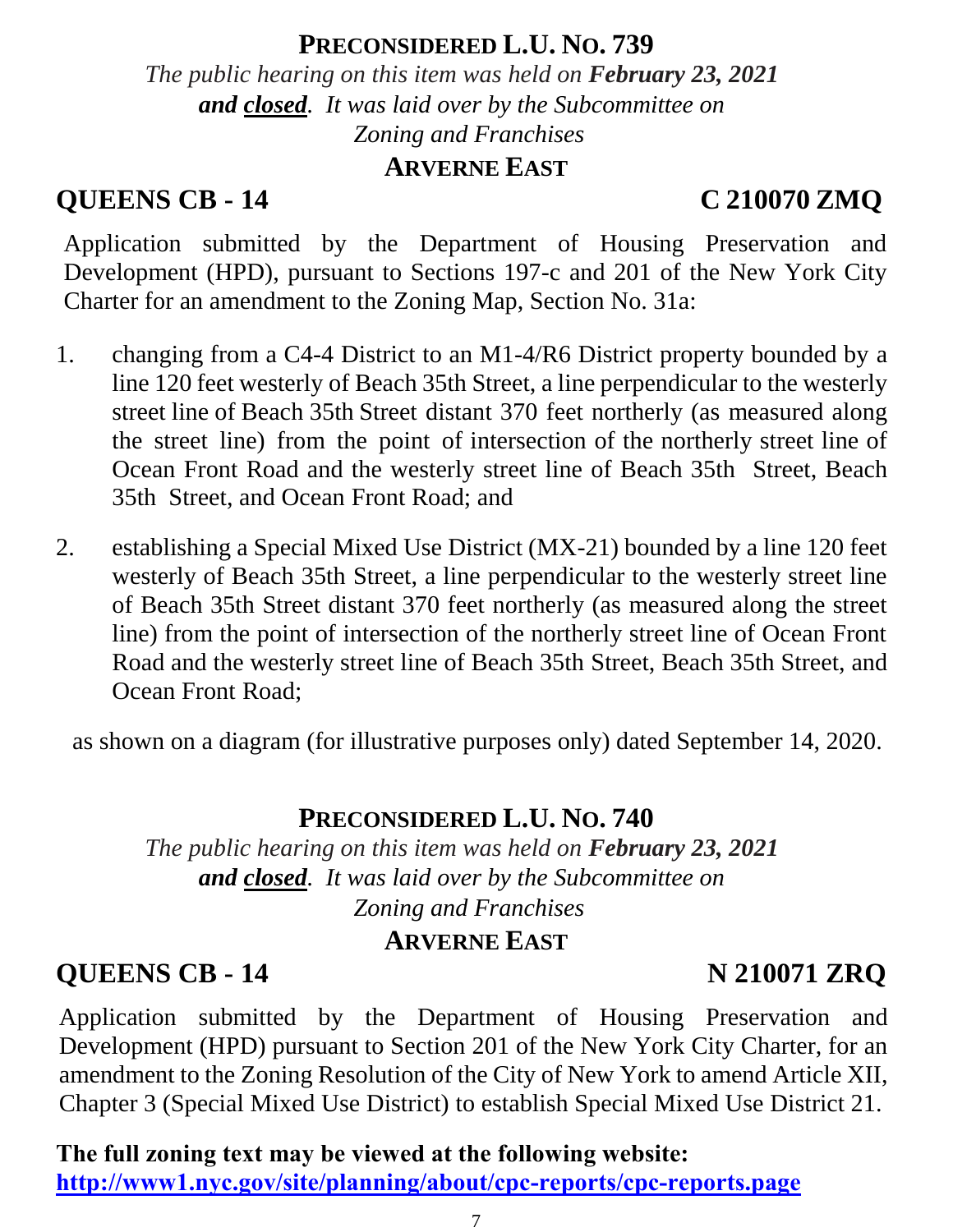## PRECONSIDERED L.U. NO. 739

*The public hearing on this item was held on* ***February 23, 2021*** ***and closed****. It was laid over by the Subcommittee on Zoning and Franchises*

### ARVERNE EAST

**QUEENS CB - 14** **C 210070 ZMQ**

Application submitted by the Department of Housing Preservation and Development (HPD), pursuant to Sections 197-c and 201 of the New York City Charter for an amendment to the Zoning Map, Section No. 31a:

1. changing from a C4-4 District to an M1-4/R6 District property bounded by a line 120 feet westerly of Beach 35th Street, a line perpendicular to the westerly street line of Beach 35th Street distant 370 feet northerly (as measured along the street line) from the point of intersection of the northerly street line of Ocean Front Road and the westerly street line of Beach 35th Street, Beach 35th Street, and Ocean Front Road; and

2. establishing a Special Mixed Use District (MX-21) bounded by a line 120 feet westerly of Beach 35th Street, a line perpendicular to the westerly street line of Beach 35th Street distant 370 feet northerly (as measured along the street line) from the point of intersection of the northerly street line of Ocean Front Road and the westerly street line of Beach 35th Street, Beach 35th Street, and Ocean Front Road;

as shown on a diagram (for illustrative purposes only) dated September 14, 2020.

## PRECONSIDERED L.U. NO. 740

*The public hearing on this item was held on* ***February 23, 2021*** ***and closed****. It was laid over by the Subcommittee on Zoning and Franchises*

### ARVERNE EAST

**QUEENS CB - 14** **N 210071 ZRQ**

Application submitted by the Department of Housing Preservation and Development (HPD) pursuant to Section 201 of the New York City Charter, for an amendment to the Zoning Resolution of the City of New York to amend Article XII, Chapter 3 (Special Mixed Use District) to establish Special Mixed Use District 21.

**The full zoning text may be viewed at the following website:**
**http://www1.nyc.gov/site/planning/about/cpc-reports/cpc-reports.page**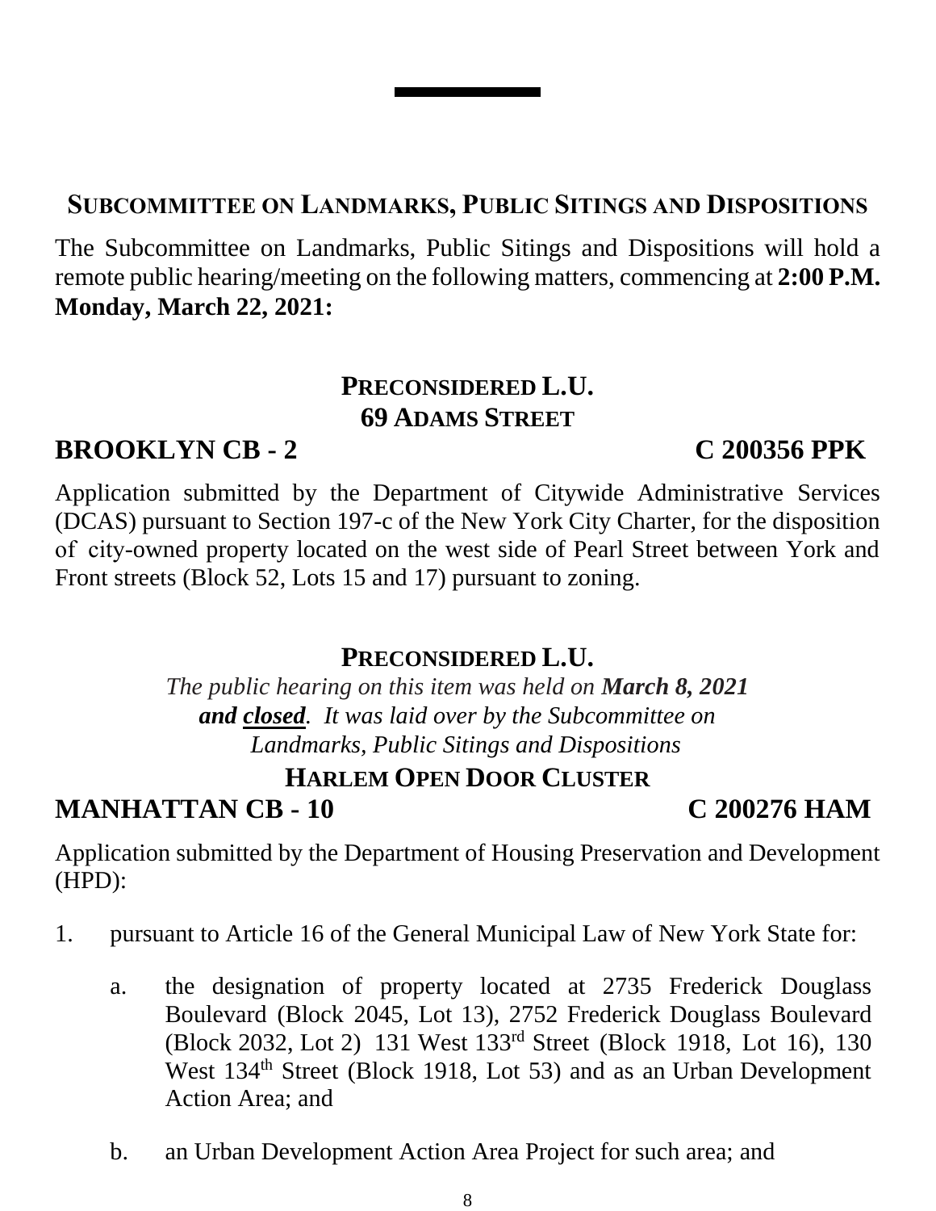## SUBCOMMITTEE ON LANDMARKS, PUBLIC SITINGS AND DISPOSITIONS

The Subcommittee on Landmarks, Public Sitings and Dispositions will hold a remote public hearing/meeting on the following matters, commencing at **2:00 P.M. Monday, March 22, 2021:**

### PRECONSIDERED L.U.
### 69 ADAMS STREET

**BROOKLYN CB - 2 C 200356 PPK**

Application submitted by the Department of Citywide Administrative Services (DCAS) pursuant to Section 197-c of the New York City Charter, for the disposition of city-owned property located on the west side of Pearl Street between York and Front streets (Block 52, Lots 15 and 17) pursuant to zoning.

### PRECONSIDERED L.U.

*The public hearing on this item was held on **March 8, 2021** **and closed**. It was laid over by the Subcommittee on Landmarks, Public Sitings and Dispositions*

### HARLEM OPEN DOOR CLUSTER

**MANHATTAN CB - 10 C 200276 HAM**

Application submitted by the Department of Housing Preservation and Development (HPD):

1. pursuant to Article 16 of the General Municipal Law of New York State for:

   a. the designation of property located at 2735 Frederick Douglass Boulevard (Block 2045, Lot 13), 2752 Frederick Douglass Boulevard (Block 2032, Lot 2) 131 West 133rd Street (Block 1918, Lot 16), 130 West 134th Street (Block 1918, Lot 53) and as an Urban Development Action Area; and

   b. an Urban Development Action Area Project for such area; and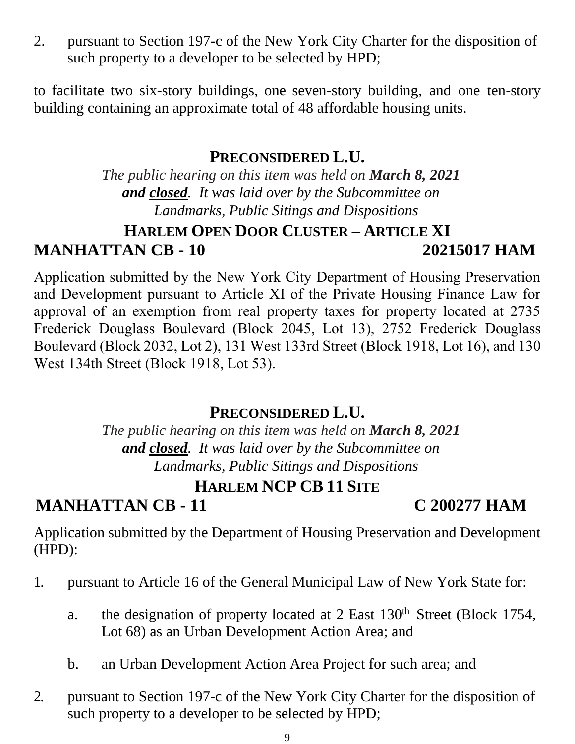2. pursuant to Section 197-c of the New York City Charter for the disposition of such property to a developer to be selected by HPD;

to facilitate two six-story buildings, one seven-story building, and one ten-story building containing an approximate total of 48 affordable housing units.

## PRECONSIDERED L.U.

*The public hearing on this item was held on **March 8, 2021 and closed**. It was laid over by the Subcommittee on Landmarks, Public Sitings and Dispositions*

### HARLEM OPEN DOOR CLUSTER – ARTICLE XI

**MANHATTAN CB - 10 — 20215017 HAM**

Application submitted by the New York City Department of Housing Preservation and Development pursuant to Article XI of the Private Housing Finance Law for approval of an exemption from real property taxes for property located at 2735 Frederick Douglass Boulevard (Block 2045, Lot 13), 2752 Frederick Douglass Boulevard (Block 2032, Lot 2), 131 West 133rd Street (Block 1918, Lot 16), and 130 West 134th Street (Block 1918, Lot 53).

## PRECONSIDERED L.U.

*The public hearing on this item was held on **March 8, 2021 and closed**. It was laid over by the Subcommittee on Landmarks, Public Sitings and Dispositions*

### HARLEM NCP CB 11 SITE

**MANHATTAN CB - 11 — C 200277 HAM**

Application submitted by the Department of Housing Preservation and Development (HPD):

1. pursuant to Article 16 of the General Municipal Law of New York State for:
   a. the designation of property located at 2 East 130th Street (Block 1754, Lot 68) as an Urban Development Action Area; and
   b. an Urban Development Action Area Project for such area; and
2. pursuant to Section 197-c of the New York City Charter for the disposition of such property to a developer to be selected by HPD;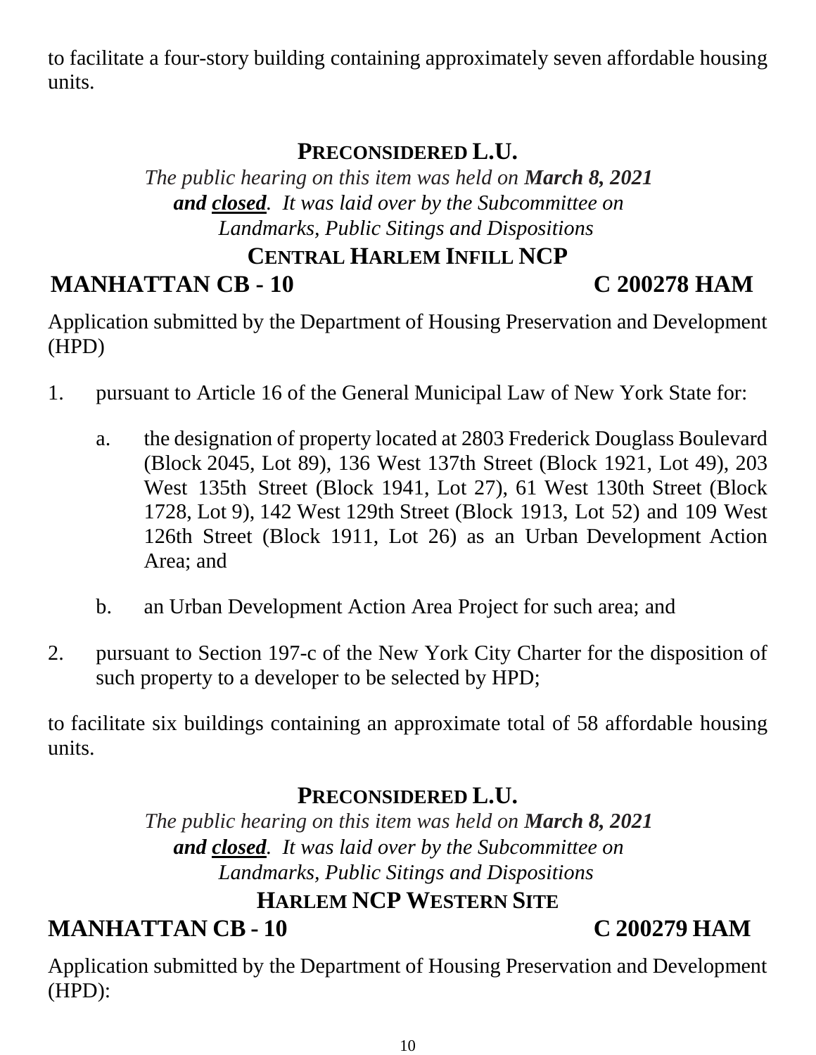to facilitate a four-story building containing approximately seven affordable housing units.

**PRECONSIDERED L.U.**

*The public hearing on this item was held on **March 8, 2021** **and <u>closed</u>**. It was laid over by the Subcommittee on Landmarks, Public Sitings and Dispositions*

**CENTRAL HARLEM INFILL NCP**

**MANHATTAN CB - 10** **C 200278 HAM**

Application submitted by the Department of Housing Preservation and Development (HPD)

1. pursuant to Article 16 of the General Municipal Law of New York State for:

   a. the designation of property located at 2803 Frederick Douglass Boulevard (Block 2045, Lot 89), 136 West 137th Street (Block 1921, Lot 49), 203 West 135th Street (Block 1941, Lot 27), 61 West 130th Street (Block 1728, Lot 9), 142 West 129th Street (Block 1913, Lot 52) and 109 West 126th Street (Block 1911, Lot 26) as an Urban Development Action Area; and

   b. an Urban Development Action Area Project for such area; and

2. pursuant to Section 197-c of the New York City Charter for the disposition of such property to a developer to be selected by HPD;

to facilitate six buildings containing an approximate total of 58 affordable housing units.

**PRECONSIDERED L.U.**

*The public hearing on this item was held on **March 8, 2021** **and <u>closed</u>**. It was laid over by the Subcommittee on Landmarks, Public Sitings and Dispositions*

**HARLEM NCP WESTERN SITE**

**MANHATTAN CB - 10** **C 200279 HAM**

Application submitted by the Department of Housing Preservation and Development (HPD):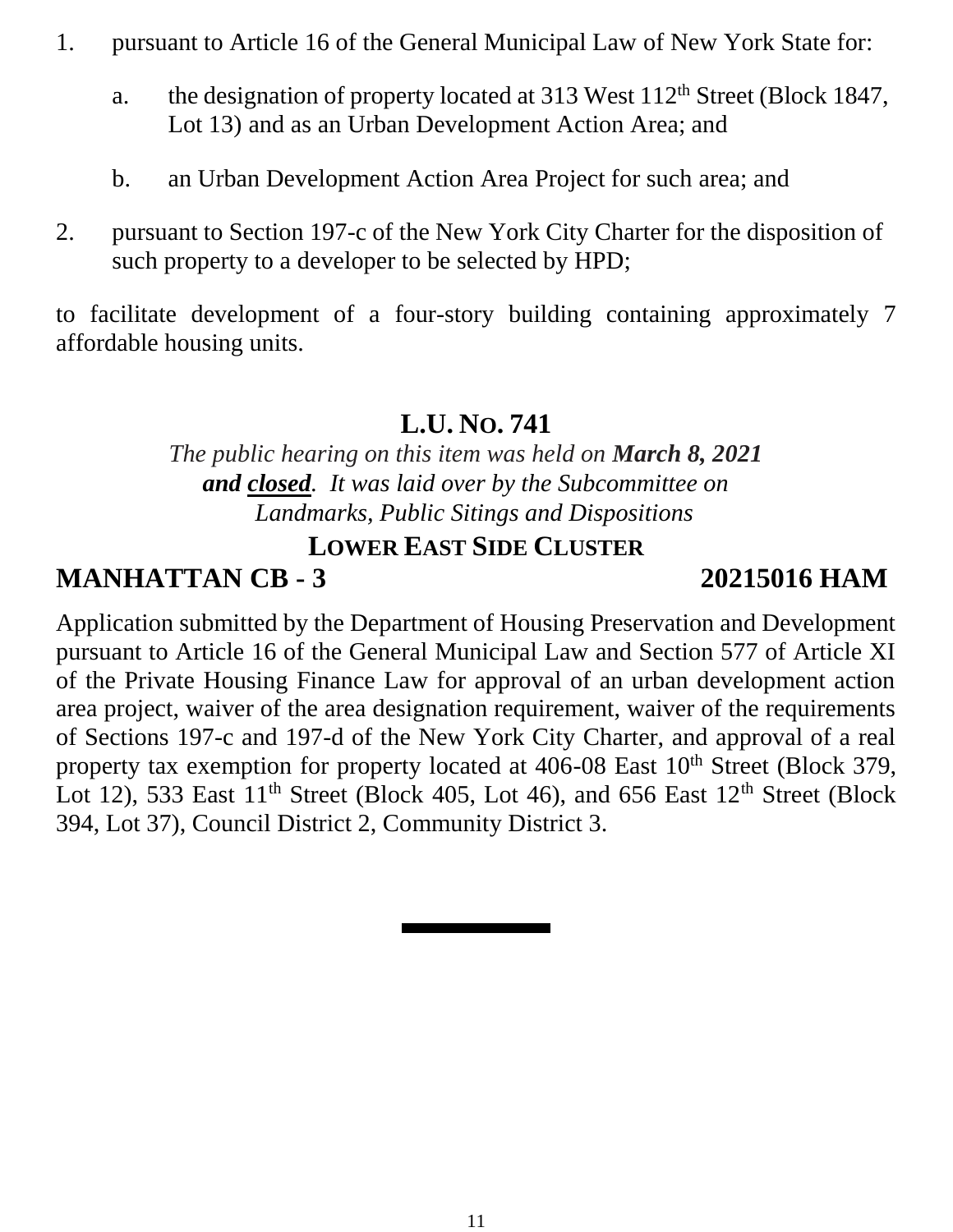1. pursuant to Article 16 of the General Municipal Law of New York State for:

    a. the designation of property located at 313 West 112th Street (Block 1847, Lot 13) and as an Urban Development Action Area; and

    b. an Urban Development Action Area Project for such area; and

2. pursuant to Section 197-c of the New York City Charter for the disposition of such property to a developer to be selected by HPD;

to facilitate development of a four-story building containing approximately 7 affordable housing units.

## L.U. NO. 741

*The public hearing on this item was held on **March 8, 2021** **and closed**. It was laid over by the Subcommittee on Landmarks, Public Sitings and Dispositions*

**LOWER EAST SIDE CLUSTER**

**MANHATTAN CB - 3** **20215016 HAM**

Application submitted by the Department of Housing Preservation and Development pursuant to Article 16 of the General Municipal Law and Section 577 of Article XI of the Private Housing Finance Law for approval of an urban development action area project, waiver of the area designation requirement, waiver of the requirements of Sections 197-c and 197-d of the New York City Charter, and approval of a real property tax exemption for property located at 406-08 East 10th Street (Block 379, Lot 12), 533 East 11th Street (Block 405, Lot 46), and 656 East 12th Street (Block 394, Lot 37), Council District 2, Community District 3.